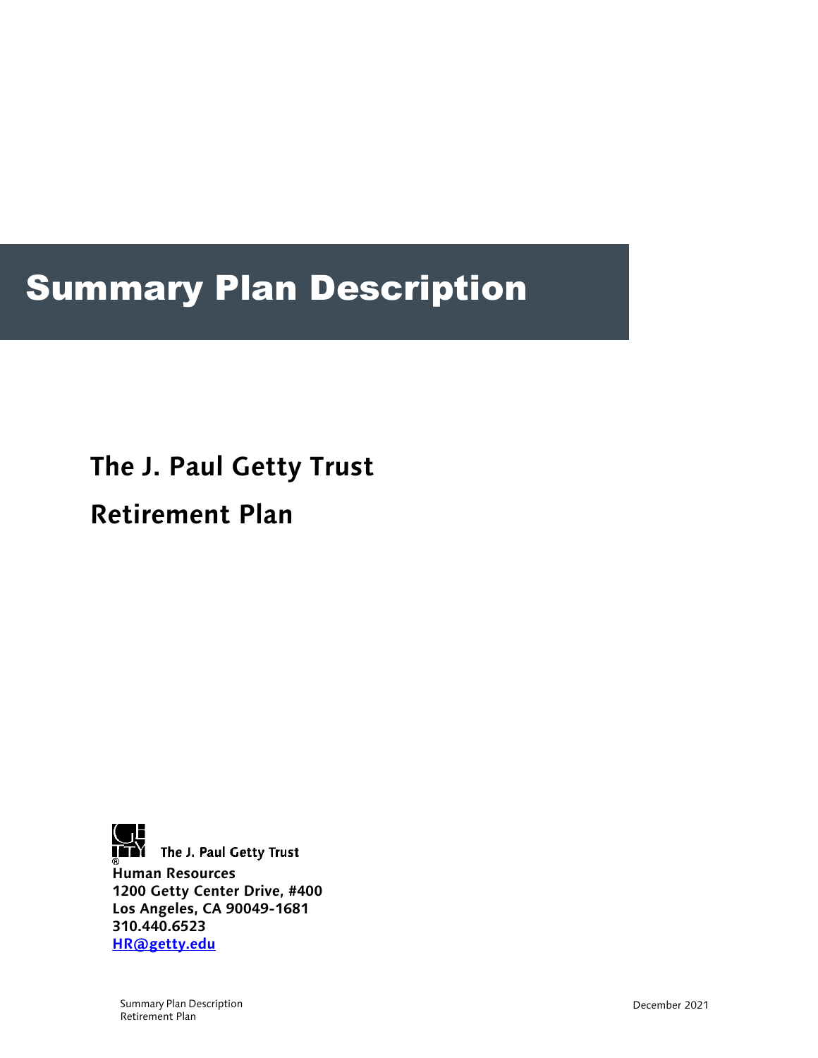# Summary Plan Description

## The J. Paul Getty Trust

## Retirement Plan

The J. Paul Getty Trust
**Human Resources**
**1200 Getty Center Drive, #400**
**Los Angeles, CA 90049-1681**
**310.440.6523**
**HR@getty.edu**

Summary Plan Description
Retirement Plan

December 2021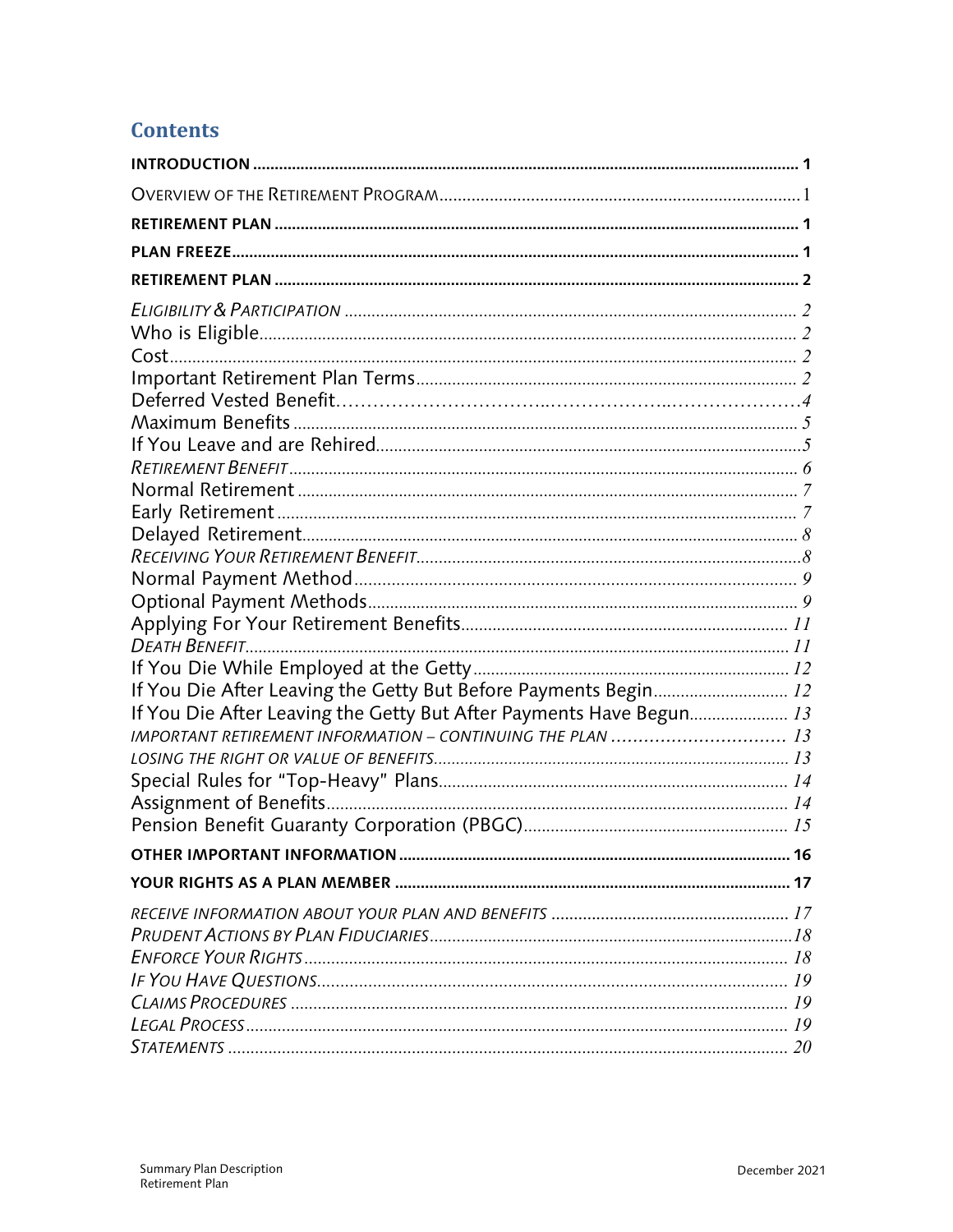## Contents

| | |
|---|---|
| **INTRODUCTION** | **1** |
| OVERVIEW OF THE RETIREMENT PROGRAM | 1 |
| **RETIREMENT PLAN** | **1** |
| **PLAN FREEZE** | **1** |
| **RETIREMENT PLAN** | **2** |
| *ELIGIBILITY & PARTICIPATION* | *2* |
| Who is Eligible | *2* |
| Cost | *2* |
| Important Retirement Plan Terms | *2* |
| Deferred Vested Benefit | *4* |
| Maximum Benefits | *5* |
| If You Leave and are Rehired | *5* |
| *RETIREMENT BENEFIT* | *6* |
| Normal Retirement | *7* |
| Early Retirement | *7* |
| Delayed Retirement | *8* |
| *RECEIVING YOUR RETIREMENT BENEFIT* | *8* |
| Normal Payment Method | *9* |
| Optional Payment Methods | *9* |
| Applying For Your Retirement Benefits | *11* |
| *DEATH BENEFIT* | *11* |
| If You Die While Employed at the Getty | *12* |
| If You Die After Leaving the Getty But Before Payments Begin | *12* |
| If You Die After Leaving the Getty But After Payments Have Begun | *13* |
| *IMPORTANT RETIREMENT INFORMATION – CONTINUING THE PLAN* | *13* |
| *LOSING THE RIGHT OR VALUE OF BENEFITS* | *13* |
| Special Rules for "Top-Heavy" Plans | *14* |
| Assignment of Benefits | *14* |
| Pension Benefit Guaranty Corporation (PBGC) | *15* |
| **OTHER IMPORTANT INFORMATION** | **16** |
| **YOUR RIGHTS AS A PLAN MEMBER** | **17** |
| *RECEIVE INFORMATION ABOUT YOUR PLAN AND BENEFITS* | *17* |
| *PRUDENT ACTIONS BY PLAN FIDUCIARIES* | *18* |
| *ENFORCE YOUR RIGHTS* | *18* |
| *IF YOU HAVE QUESTIONS* | *19* |
| *CLAIMS PROCEDURES* | *19* |
| *LEGAL PROCESS* | *19* |
| *STATEMENTS* | *20* |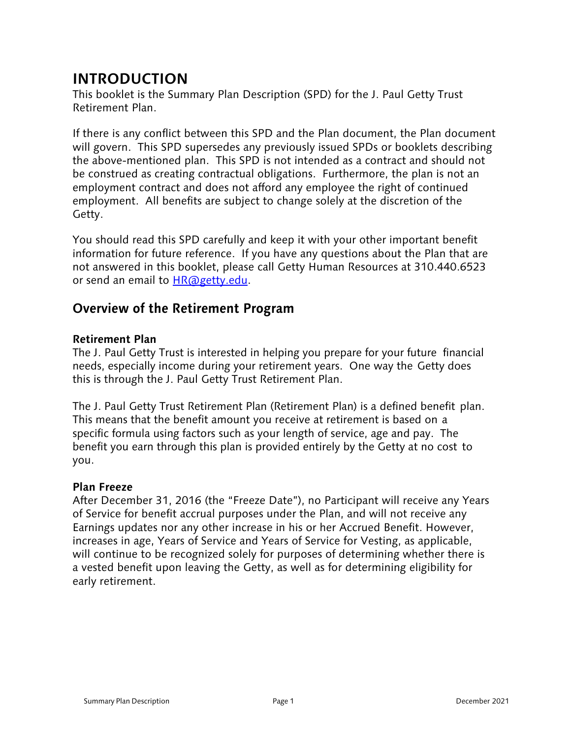# INTRODUCTION

This booklet is the Summary Plan Description (SPD) for the J. Paul Getty Trust Retirement Plan.

If there is any conflict between this SPD and the Plan document, the Plan document will govern. This SPD supersedes any previously issued SPDs or booklets describing the above-mentioned plan. This SPD is not intended as a contract and should not be construed as creating contractual obligations. Furthermore, the plan is not an employment contract and does not afford any employee the right of continued employment. All benefits are subject to change solely at the discretion of the Getty.

You should read this SPD carefully and keep it with your other important benefit information for future reference. If you have any questions about the Plan that are not answered in this booklet, please call Getty Human Resources at 310.440.6523 or send an email to HR@getty.edu.

## Overview of the Retirement Program

### Retirement Plan

The J. Paul Getty Trust is interested in helping you prepare for your future financial needs, especially income during your retirement years. One way the Getty does this is through the J. Paul Getty Trust Retirement Plan.

The J. Paul Getty Trust Retirement Plan (Retirement Plan) is a defined benefit plan. This means that the benefit amount you receive at retirement is based on a specific formula using factors such as your length of service, age and pay. The benefit you earn through this plan is provided entirely by the Getty at no cost to you.

### Plan Freeze

After December 31, 2016 (the "Freeze Date"), no Participant will receive any Years of Service for benefit accrual purposes under the Plan, and will not receive any Earnings updates nor any other increase in his or her Accrued Benefit. However, increases in age, Years of Service and Years of Service for Vesting, as applicable, will continue to be recognized solely for purposes of determining whether there is a vested benefit upon leaving the Getty, as well as for determining eligibility for early retirement.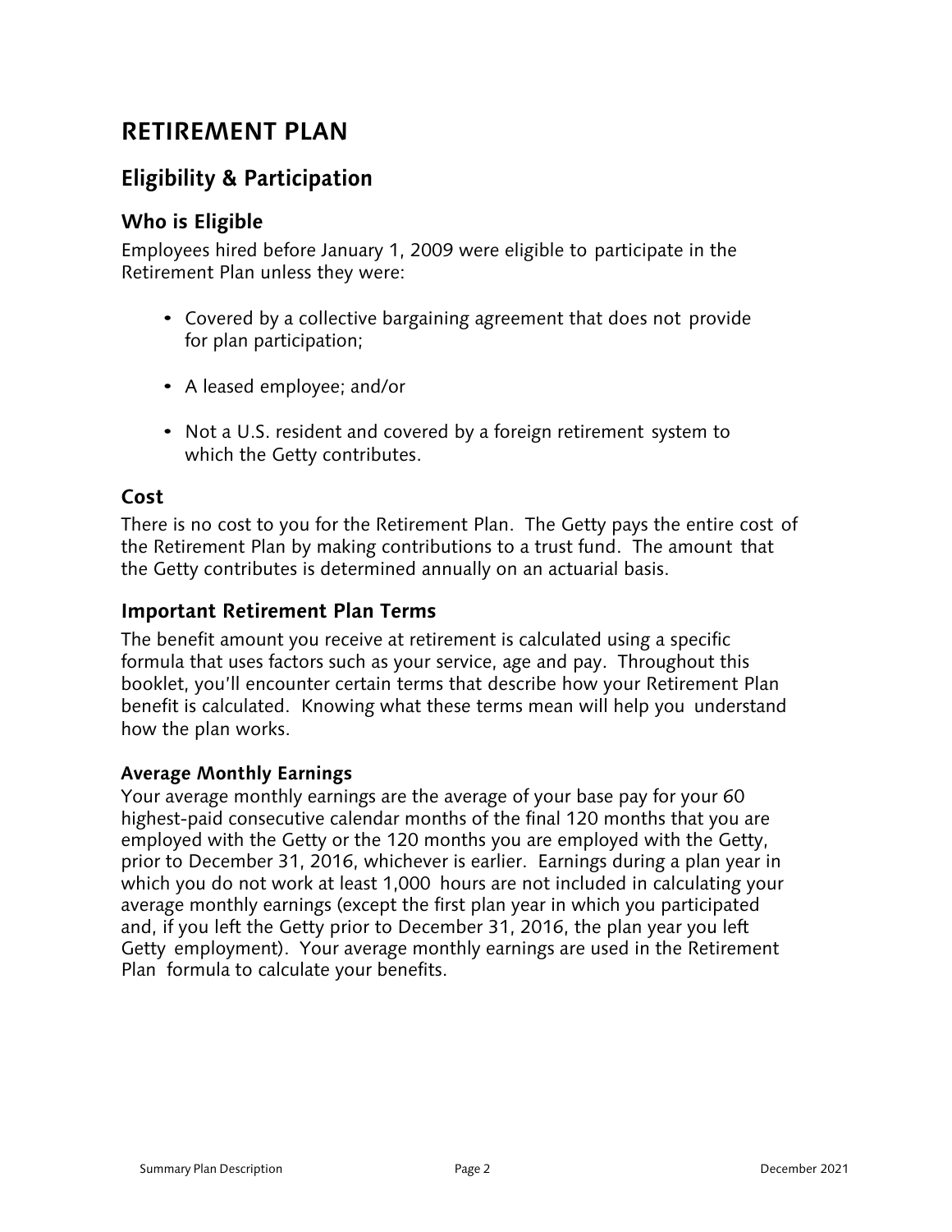# RETIREMENT PLAN

## Eligibility & Participation

### Who is Eligible

Employees hired before January 1, 2009 were eligible to participate in the Retirement Plan unless they were:

- Covered by a collective bargaining agreement that does not provide for plan participation;
- A leased employee; and/or
- Not a U.S. resident and covered by a foreign retirement system to which the Getty contributes.

### Cost

There is no cost to you for the Retirement Plan. The Getty pays the entire cost of the Retirement Plan by making contributions to a trust fund. The amount that the Getty contributes is determined annually on an actuarial basis.

### Important Retirement Plan Terms

The benefit amount you receive at retirement is calculated using a specific formula that uses factors such as your service, age and pay. Throughout this booklet, you'll encounter certain terms that describe how your Retirement Plan benefit is calculated. Knowing what these terms mean will help you understand how the plan works.

#### Average Monthly Earnings

Your average monthly earnings are the average of your base pay for your 60 highest-paid consecutive calendar months of the final 120 months that you are employed with the Getty or the 120 months you are employed with the Getty, prior to December 31, 2016, whichever is earlier. Earnings during a plan year in which you do not work at least 1,000 hours are not included in calculating your average monthly earnings (except the first plan year in which you participated and, if you left the Getty prior to December 31, 2016, the plan year you left Getty employment). Your average monthly earnings are used in the Retirement Plan formula to calculate your benefits.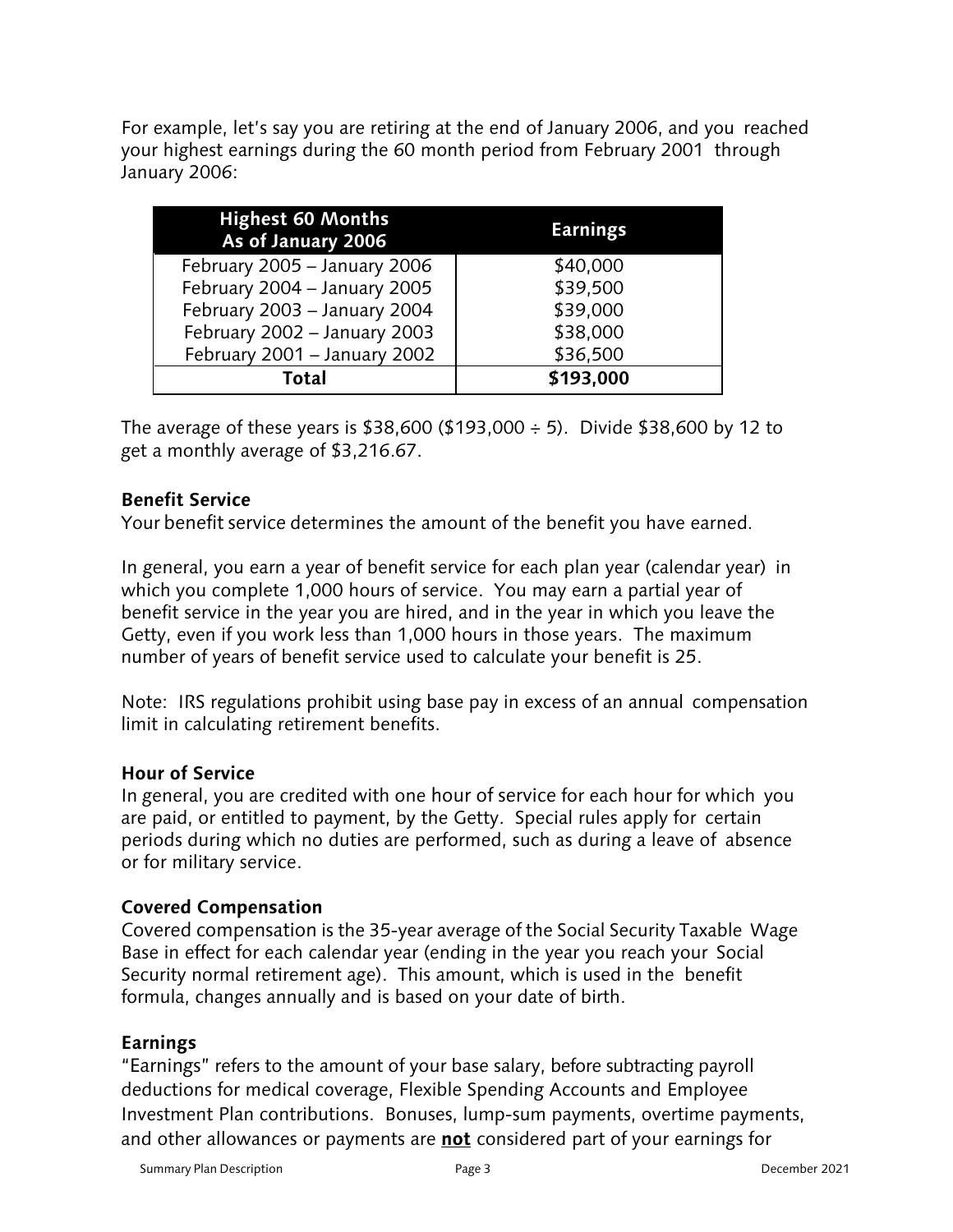For example, let's say you are retiring at the end of January 2006, and you reached your highest earnings during the 60 month period from February 2001 through January 2006:

| Highest 60 Months As of January 2006 | Earnings |
|---|---|
| February 2005 – January 2006 | $40,000 |
| February 2004 – January 2005 | $39,500 |
| February 2003 – January 2004 | $39,000 |
| February 2002 – January 2003 | $38,000 |
| February 2001 – January 2002 | $36,500 |
| **Total** | **$193,000** |

The average of these years is $38,600 ($193,000 ÷ 5). Divide $38,600 by 12 to get a monthly average of $3,216.67.

### Benefit Service

Your benefit service determines the amount of the benefit you have earned.

In general, you earn a year of benefit service for each plan year (calendar year) in which you complete 1,000 hours of service. You may earn a partial year of benefit service in the year you are hired, and in the year in which you leave the Getty, even if you work less than 1,000 hours in those years. The maximum number of years of benefit service used to calculate your benefit is 25.

Note: IRS regulations prohibit using base pay in excess of an annual compensation limit in calculating retirement benefits.

### Hour of Service

In general, you are credited with one hour of service for each hour for which you are paid, or entitled to payment, by the Getty. Special rules apply for certain periods during which no duties are performed, such as during a leave of absence or for military service.

### Covered Compensation

Covered compensation is the 35-year average of the Social Security Taxable Wage Base in effect for each calendar year (ending in the year you reach your Social Security normal retirement age). This amount, which is used in the benefit formula, changes annually and is based on your date of birth.

### Earnings

"Earnings" refers to the amount of your base salary, before subtracting payroll deductions for medical coverage, Flexible Spending Accounts and Employee Investment Plan contributions. Bonuses, lump-sum payments, overtime payments, and other allowances or payments are **not** considered part of your earnings for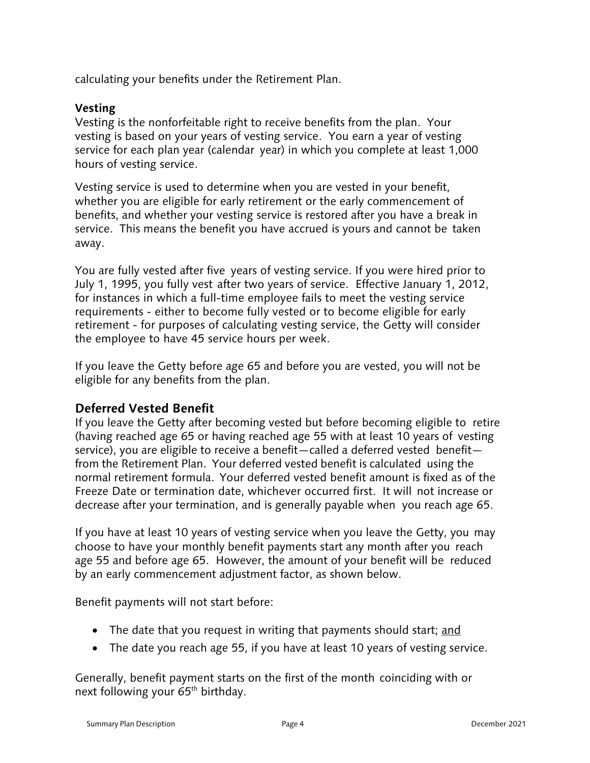calculating your benefits under the Retirement Plan.

### Vesting

Vesting is the nonforfeitable right to receive benefits from the plan. Your vesting is based on your years of vesting service. You earn a year of vesting service for each plan year (calendar year) in which you complete at least 1,000 hours of vesting service.

Vesting service is used to determine when you are vested in your benefit, whether you are eligible for early retirement or the early commencement of benefits, and whether your vesting service is restored after you have a break in service. This means the benefit you have accrued is yours and cannot be taken away.

You are fully vested after five years of vesting service. If you were hired prior to July 1, 1995, you fully vest after two years of service. Effective January 1, 2012, for instances in which a full-time employee fails to meet the vesting service requirements - either to become fully vested or to become eligible for early retirement - for purposes of calculating vesting service, the Getty will consider the employee to have 45 service hours per week.

If you leave the Getty before age 65 and before you are vested, you will not be eligible for any benefits from the plan.

## Deferred Vested Benefit

If you leave the Getty after becoming vested but before becoming eligible to retire (having reached age 65 or having reached age 55 with at least 10 years of vesting service), you are eligible to receive a benefit—called a deferred vested benefit—from the Retirement Plan. Your deferred vested benefit is calculated using the normal retirement formula. Your deferred vested benefit amount is fixed as of the Freeze Date or termination date, whichever occurred first. It will not increase or decrease after your termination, and is generally payable when you reach age 65.

If you have at least 10 years of vesting service when you leave the Getty, you may choose to have your monthly benefit payments start any month after you reach age 55 and before age 65. However, the amount of your benefit will be reduced by an early commencement adjustment factor, as shown below.

Benefit payments will not start before:

- The date that you request in writing that payments should start; <u>and</u>
- The date you reach age 55, if you have at least 10 years of vesting service.

Generally, benefit payment starts on the first of the month coinciding with or next following your 65th birthday.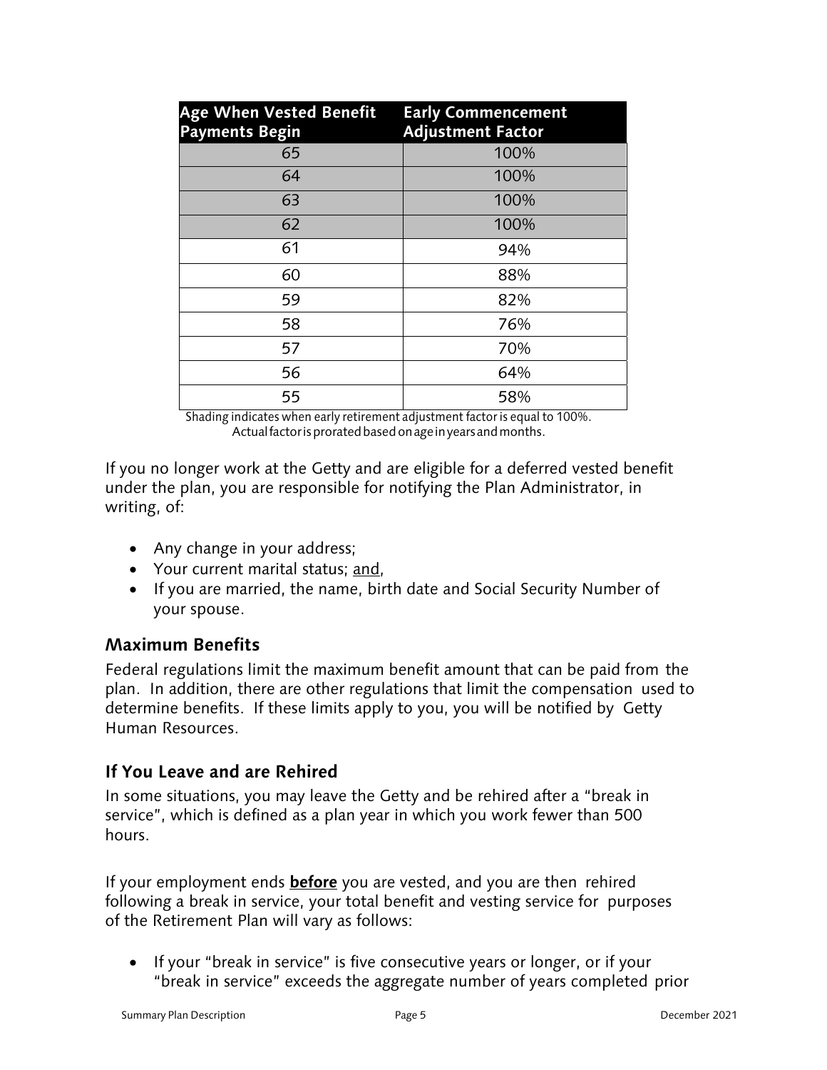| Age When Vested Benefit Payments Begin | Early Commencement Adjustment Factor |
|---|---|
| 65 | 100% |
| 64 | 100% |
| 63 | 100% |
| 62 | 100% |
| 61 | 94% |
| 60 | 88% |
| 59 | 82% |
| 58 | 76% |
| 57 | 70% |
| 56 | 64% |
| 55 | 58% |

Shading indicates when early retirement adjustment factor is equal to 100%.
Actual factor is prorated based on age in years and months.

If you no longer work at the Getty and are eligible for a deferred vested benefit under the plan, you are responsible for notifying the Plan Administrator, in writing, of:

- Any change in your address;
- Your current marital status; and,
- If you are married, the name, birth date and Social Security Number of your spouse.

## Maximum Benefits

Federal regulations limit the maximum benefit amount that can be paid from the plan. In addition, there are other regulations that limit the compensation used to determine benefits. If these limits apply to you, you will be notified by Getty Human Resources.

## If You Leave and are Rehired

In some situations, you may leave the Getty and be rehired after a "break in service", which is defined as a plan year in which you work fewer than 500 hours.

If your employment ends **before** you are vested, and you are then rehired following a break in service, your total benefit and vesting service for purposes of the Retirement Plan will vary as follows:

- If your "break in service" is five consecutive years or longer, or if your "break in service" exceeds the aggregate number of years completed prior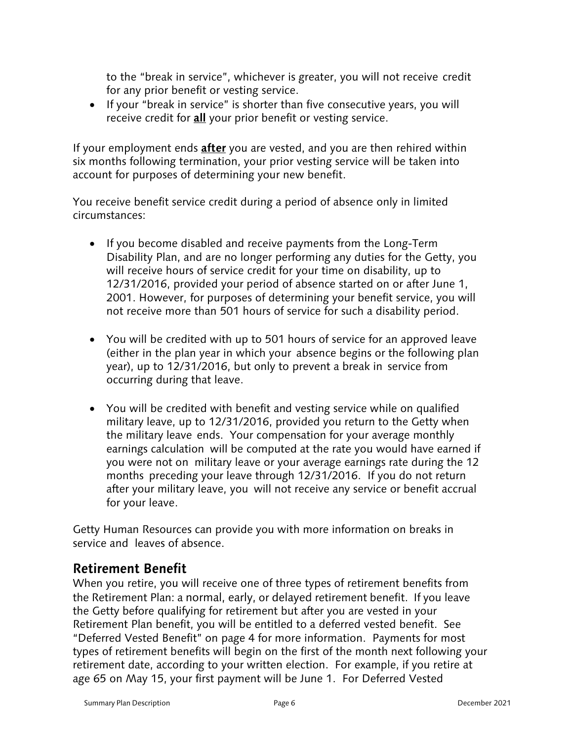to the "break in service", whichever is greater, you will not receive credit for any prior benefit or vesting service.

- If your "break in service" is shorter than five consecutive years, you will receive credit for **all** your prior benefit or vesting service.

If your employment ends **after** you are vested, and you are then rehired within six months following termination, your prior vesting service will be taken into account for purposes of determining your new benefit.

You receive benefit service credit during a period of absence only in limited circumstances:

- If you become disabled and receive payments from the Long-Term Disability Plan, and are no longer performing any duties for the Getty, you will receive hours of service credit for your time on disability, up to 12/31/2016, provided your period of absence started on or after June 1, 2001. However, for purposes of determining your benefit service, you will not receive more than 501 hours of service for such a disability period.

- You will be credited with up to 501 hours of service for an approved leave (either in the plan year in which your absence begins or the following plan year), up to 12/31/2016, but only to prevent a break in service from occurring during that leave.

- You will be credited with benefit and vesting service while on qualified military leave, up to 12/31/2016, provided you return to the Getty when the military leave ends. Your compensation for your average monthly earnings calculation will be computed at the rate you would have earned if you were not on military leave or your average earnings rate during the 12 months preceding your leave through 12/31/2016. If you do not return after your military leave, you will not receive any service or benefit accrual for your leave.

Getty Human Resources can provide you with more information on breaks in service and leaves of absence.

## Retirement Benefit

When you retire, you will receive one of three types of retirement benefits from the Retirement Plan: a normal, early, or delayed retirement benefit. If you leave the Getty before qualifying for retirement but after you are vested in your Retirement Plan benefit, you will be entitled to a deferred vested benefit. See "Deferred Vested Benefit" on page 4 for more information. Payments for most types of retirement benefits will begin on the first of the month next following your retirement date, according to your written election. For example, if you retire at age 65 on May 15, your first payment will be June 1. For Deferred Vested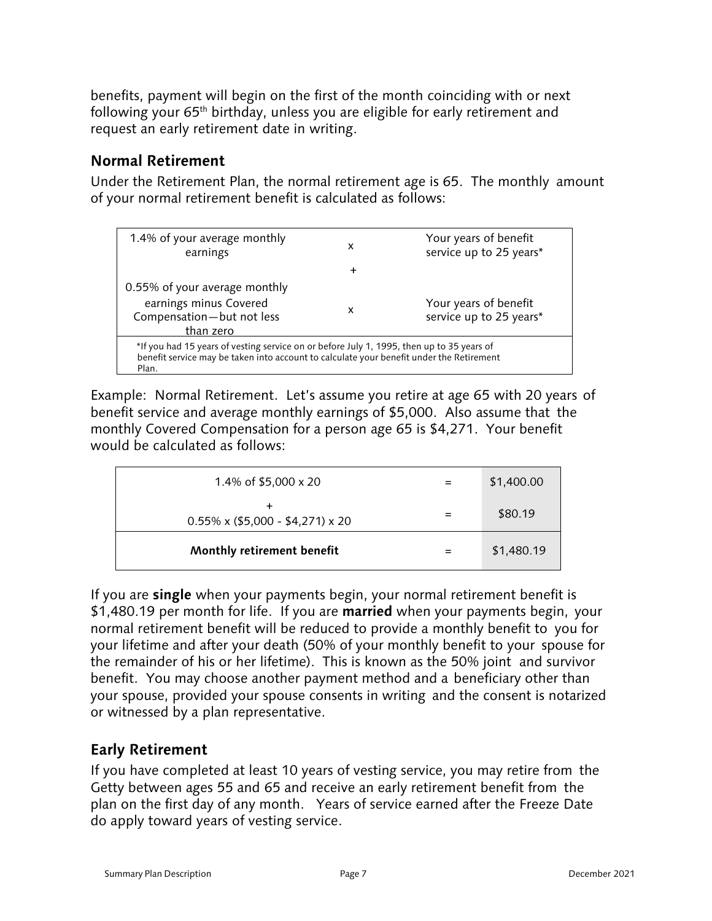benefits, payment will begin on the first of the month coinciding with or next following your 65th birthday, unless you are eligible for early retirement and request an early retirement date in writing.

## Normal Retirement

Under the Retirement Plan, the normal retirement age is 65. The monthly amount of your normal retirement benefit is calculated as follows:

| | | |
|---|---|---|
| 1.4% of your average monthly earnings | x | Your years of benefit service up to 25 years* |
| | + | |
| 0.55% of your average monthly earnings minus Covered Compensation—but not less than zero | x | Your years of benefit service up to 25 years* |
| *If you had 15 years of vesting service on or before July 1, 1995, then up to 35 years of benefit service may be taken into account to calculate your benefit under the Retirement Plan. | | |

Example: Normal Retirement. Let's assume you retire at age 65 with 20 years of benefit service and average monthly earnings of $5,000. Also assume that the monthly Covered Compensation for a person age 65 is $4,271. Your benefit would be calculated as follows:

| | | |
|---|---|---|
| 1.4% of $5,000 x 20 | = | $1,400.00 |
| + 0.55% x ($5,000 - $4,271) x 20 | = | $80.19 |
| **Monthly retirement benefit** | = | $1,480.19 |

If you are **single** when your payments begin, your normal retirement benefit is $1,480.19 per month for life. If you are **married** when your payments begin, your normal retirement benefit will be reduced to provide a monthly benefit to you for your lifetime and after your death (50% of your monthly benefit to your spouse for the remainder of his or her lifetime). This is known as the 50% joint and survivor benefit. You may choose another payment method and a beneficiary other than your spouse, provided your spouse consents in writing and the consent is notarized or witnessed by a plan representative.

## Early Retirement

If you have completed at least 10 years of vesting service, you may retire from the Getty between ages 55 and 65 and receive an early retirement benefit from the plan on the first day of any month. Years of service earned after the Freeze Date do apply toward years of vesting service.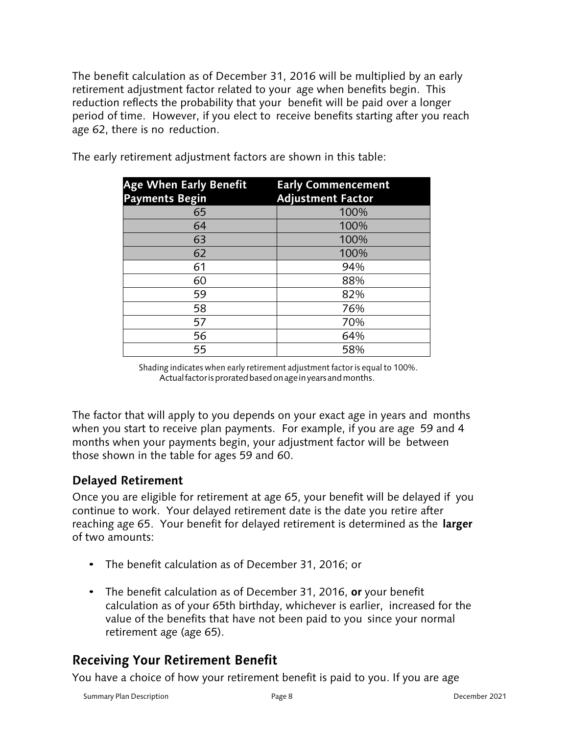The benefit calculation as of December 31, 2016 will be multiplied by an early retirement adjustment factor related to your age when benefits begin. This reduction reflects the probability that your benefit will be paid over a longer period of time. However, if you elect to receive benefits starting after you reach age 62, there is no reduction.

The early retirement adjustment factors are shown in this table:

| Age When Early Benefit Payments Begin | Early Commencement Adjustment Factor |
|---|---|
| 65 | 100% |
| 64 | 100% |
| 63 | 100% |
| 62 | 100% |
| 61 | 94% |
| 60 | 88% |
| 59 | 82% |
| 58 | 76% |
| 57 | 70% |
| 56 | 64% |
| 55 | 58% |

Shading indicates when early retirement adjustment factor is equal to 100%.
Actual factor is prorated based on age in years and months.

The factor that will apply to you depends on your exact age in years and months when you start to receive plan payments. For example, if you are age 59 and 4 months when your payments begin, your adjustment factor will be between those shown in the table for ages 59 and 60.

### Delayed Retirement

Once you are eligible for retirement at age 65, your benefit will be delayed if you continue to work. Your delayed retirement date is the date you retire after reaching age 65. Your benefit for delayed retirement is determined as the **larger** of two amounts:

- The benefit calculation as of December 31, 2016; or
- The benefit calculation as of December 31, 2016, **or** your benefit calculation as of your 65th birthday, whichever is earlier, increased for the value of the benefits that have not been paid to you since your normal retirement age (age 65).

## Receiving Your Retirement Benefit

You have a choice of how your retirement benefit is paid to you. If you are age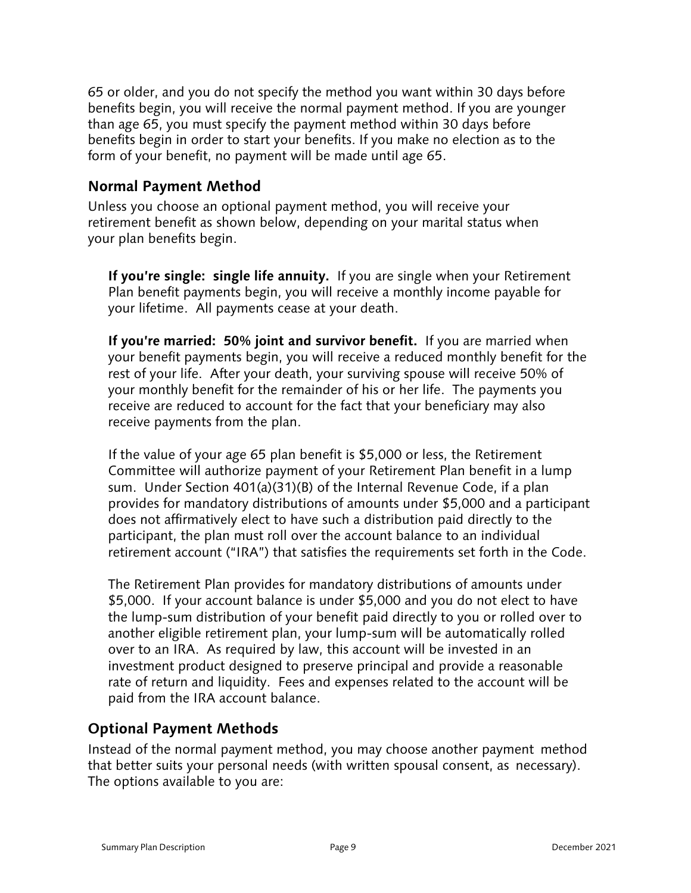65 or older, and you do not specify the method you want within 30 days before benefits begin, you will receive the normal payment method. If you are younger than age 65, you must specify the payment method within 30 days before benefits begin in order to start your benefits. If you make no election as to the form of your benefit, no payment will be made until age 65.

## Normal Payment Method

Unless you choose an optional payment method, you will receive your retirement benefit as shown below, depending on your marital status when your plan benefits begin.

**If you're single: single life annuity.** If you are single when your Retirement Plan benefit payments begin, you will receive a monthly income payable for your lifetime. All payments cease at your death.

**If you're married: 50% joint and survivor benefit.** If you are married when your benefit payments begin, you will receive a reduced monthly benefit for the rest of your life. After your death, your surviving spouse will receive 50% of your monthly benefit for the remainder of his or her life. The payments you receive are reduced to account for the fact that your beneficiary may also receive payments from the plan.

If the value of your age 65 plan benefit is $5,000 or less, the Retirement Committee will authorize payment of your Retirement Plan benefit in a lump sum. Under Section 401(a)(31)(B) of the Internal Revenue Code, if a plan provides for mandatory distributions of amounts under $5,000 and a participant does not affirmatively elect to have such a distribution paid directly to the participant, the plan must roll over the account balance to an individual retirement account ("IRA") that satisfies the requirements set forth in the Code.

The Retirement Plan provides for mandatory distributions of amounts under $5,000. If your account balance is under $5,000 and you do not elect to have the lump-sum distribution of your benefit paid directly to you or rolled over to another eligible retirement plan, your lump-sum will be automatically rolled over to an IRA. As required by law, this account will be invested in an investment product designed to preserve principal and provide a reasonable rate of return and liquidity. Fees and expenses related to the account will be paid from the IRA account balance.

## Optional Payment Methods

Instead of the normal payment method, you may choose another payment method that better suits your personal needs (with written spousal consent, as necessary). The options available to you are: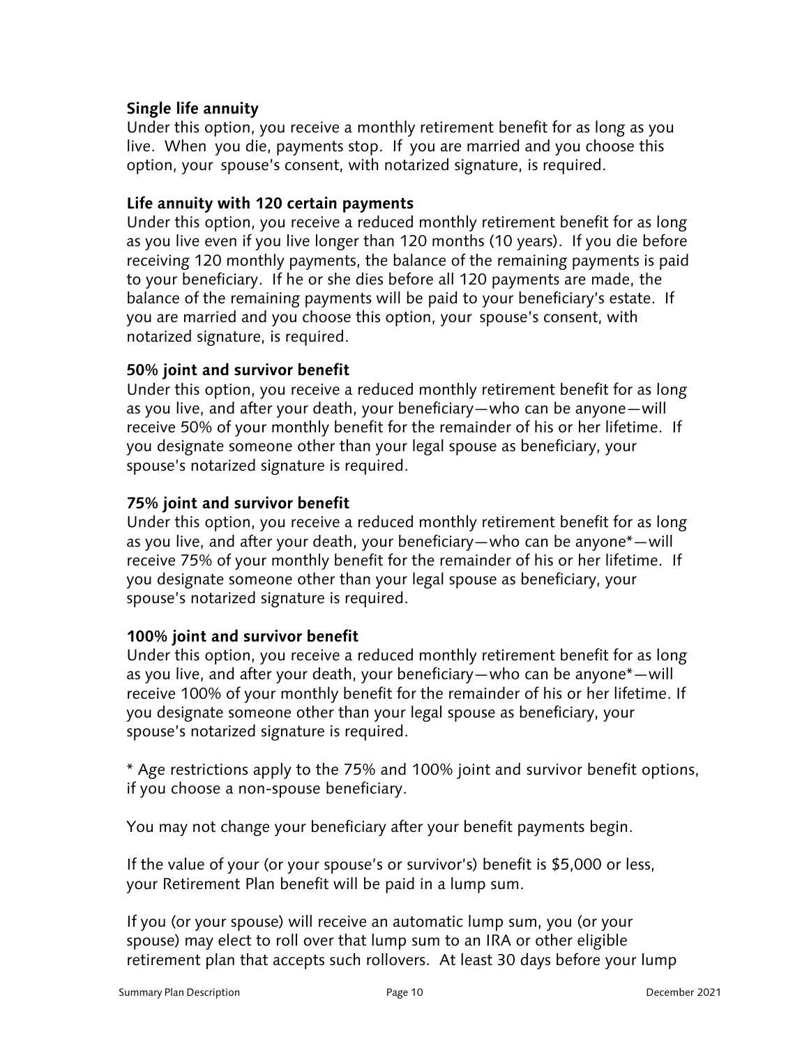### Single life annuity

Under this option, you receive a monthly retirement benefit for as long as you live. When you die, payments stop. If you are married and you choose this option, your spouse's consent, with notarized signature, is required.

### Life annuity with 120 certain payments

Under this option, you receive a reduced monthly retirement benefit for as long as you live even if you live longer than 120 months (10 years). If you die before receiving 120 monthly payments, the balance of the remaining payments is paid to your beneficiary. If he or she dies before all 120 payments are made, the balance of the remaining payments will be paid to your beneficiary's estate. If you are married and you choose this option, your spouse's consent, with notarized signature, is required.

### 50% joint and survivor benefit

Under this option, you receive a reduced monthly retirement benefit for as long as you live, and after your death, your beneficiary—who can be anyone—will receive 50% of your monthly benefit for the remainder of his or her lifetime. If you designate someone other than your legal spouse as beneficiary, your spouse's notarized signature is required.

### 75% joint and survivor benefit

Under this option, you receive a reduced monthly retirement benefit for as long as you live, and after your death, your beneficiary—who can be anyone*—will receive 75% of your monthly benefit for the remainder of his or her lifetime. If you designate someone other than your legal spouse as beneficiary, your spouse's notarized signature is required.

### 100% joint and survivor benefit

Under this option, you receive a reduced monthly retirement benefit for as long as you live, and after your death, your beneficiary—who can be anyone*—will receive 100% of your monthly benefit for the remainder of his or her lifetime. If you designate someone other than your legal spouse as beneficiary, your spouse's notarized signature is required.

* Age restrictions apply to the 75% and 100% joint and survivor benefit options, if you choose a non-spouse beneficiary.

You may not change your beneficiary after your benefit payments begin.

If the value of your (or your spouse's or survivor's) benefit is $5,000 or less, your Retirement Plan benefit will be paid in a lump sum.

If you (or your spouse) will receive an automatic lump sum, you (or your spouse) may elect to roll over that lump sum to an IRA or other eligible retirement plan that accepts such rollovers. At least 30 days before your lump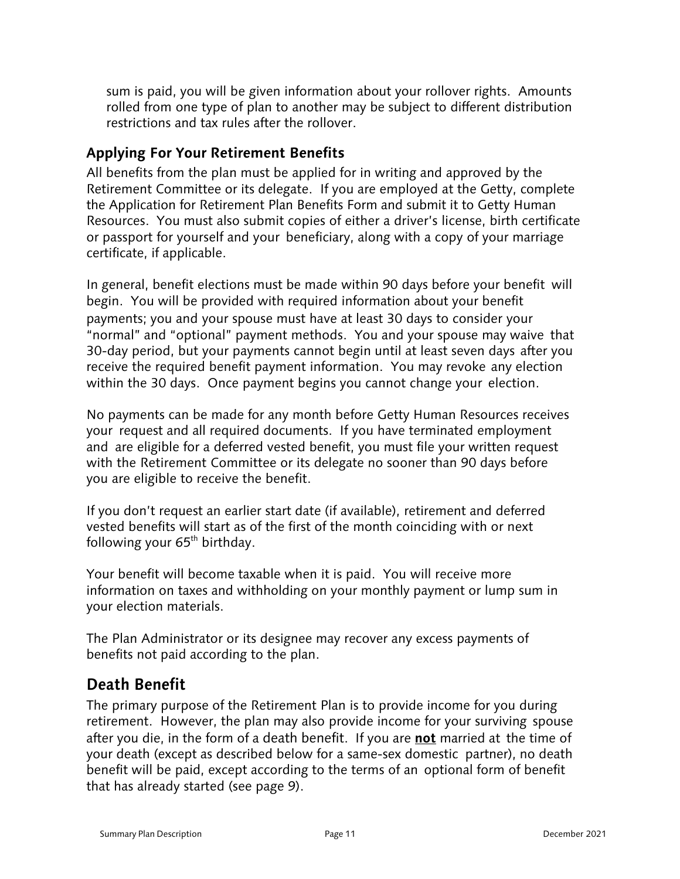sum is paid, you will be given information about your rollover rights. Amounts rolled from one type of plan to another may be subject to different distribution restrictions and tax rules after the rollover.

### Applying For Your Retirement Benefits

All benefits from the plan must be applied for in writing and approved by the Retirement Committee or its delegate. If you are employed at the Getty, complete the Application for Retirement Plan Benefits Form and submit it to Getty Human Resources. You must also submit copies of either a driver's license, birth certificate or passport for yourself and your beneficiary, along with a copy of your marriage certificate, if applicable.

In general, benefit elections must be made within 90 days before your benefit will begin. You will be provided with required information about your benefit payments; you and your spouse must have at least 30 days to consider your "normal" and "optional" payment methods. You and your spouse may waive that 30-day period, but your payments cannot begin until at least seven days after you receive the required benefit payment information. You may revoke any election within the 30 days. Once payment begins you cannot change your election.

No payments can be made for any month before Getty Human Resources receives your request and all required documents. If you have terminated employment and are eligible for a deferred vested benefit, you must file your written request with the Retirement Committee or its delegate no sooner than 90 days before you are eligible to receive the benefit.

If you don't request an earlier start date (if available), retirement and deferred vested benefits will start as of the first of the month coinciding with or next following your 65th birthday.

Your benefit will become taxable when it is paid. You will receive more information on taxes and withholding on your monthly payment or lump sum in your election materials.

The Plan Administrator or its designee may recover any excess payments of benefits not paid according to the plan.

## Death Benefit

The primary purpose of the Retirement Plan is to provide income for you during retirement. However, the plan may also provide income for your surviving spouse after you die, in the form of a death benefit. If you are **not** married at the time of your death (except as described below for a same-sex domestic partner), no death benefit will be paid, except according to the terms of an optional form of benefit that has already started (see page 9).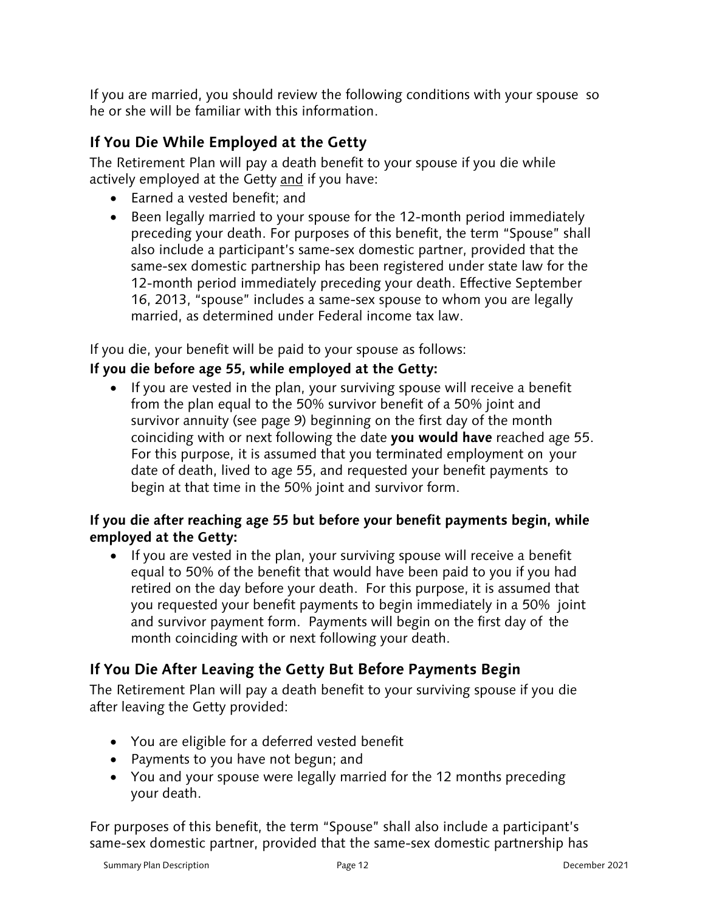If you are married, you should review the following conditions with your spouse so he or she will be familiar with this information.

## If You Die While Employed at the Getty

The Retirement Plan will pay a death benefit to your spouse if you die while actively employed at the Getty and if you have:

- Earned a vested benefit; and
- Been legally married to your spouse for the 12-month period immediately preceding your death. For purposes of this benefit, the term "Spouse" shall also include a participant's same-sex domestic partner, provided that the same-sex domestic partnership has been registered under state law for the 12-month period immediately preceding your death. Effective September 16, 2013, "spouse" includes a same-sex spouse to whom you are legally married, as determined under Federal income tax law.

If you die, your benefit will be paid to your spouse as follows:

**If you die before age 55, while employed at the Getty:**

- If you are vested in the plan, your surviving spouse will receive a benefit from the plan equal to the 50% survivor benefit of a 50% joint and survivor annuity (see page 9) beginning on the first day of the month coinciding with or next following the date **you would have** reached age 55. For this purpose, it is assumed that you terminated employment on your date of death, lived to age 55, and requested your benefit payments to begin at that time in the 50% joint and survivor form.

**If you die after reaching age 55 but before your benefit payments begin, while employed at the Getty:**

- If you are vested in the plan, your surviving spouse will receive a benefit equal to 50% of the benefit that would have been paid to you if you had retired on the day before your death. For this purpose, it is assumed that you requested your benefit payments to begin immediately in a 50% joint and survivor payment form. Payments will begin on the first day of the month coinciding with or next following your death.

## If You Die After Leaving the Getty But Before Payments Begin

The Retirement Plan will pay a death benefit to your surviving spouse if you die after leaving the Getty provided:

- You are eligible for a deferred vested benefit
- Payments to you have not begun; and
- You and your spouse were legally married for the 12 months preceding your death.

For purposes of this benefit, the term "Spouse" shall also include a participant's same-sex domestic partner, provided that the same-sex domestic partnership has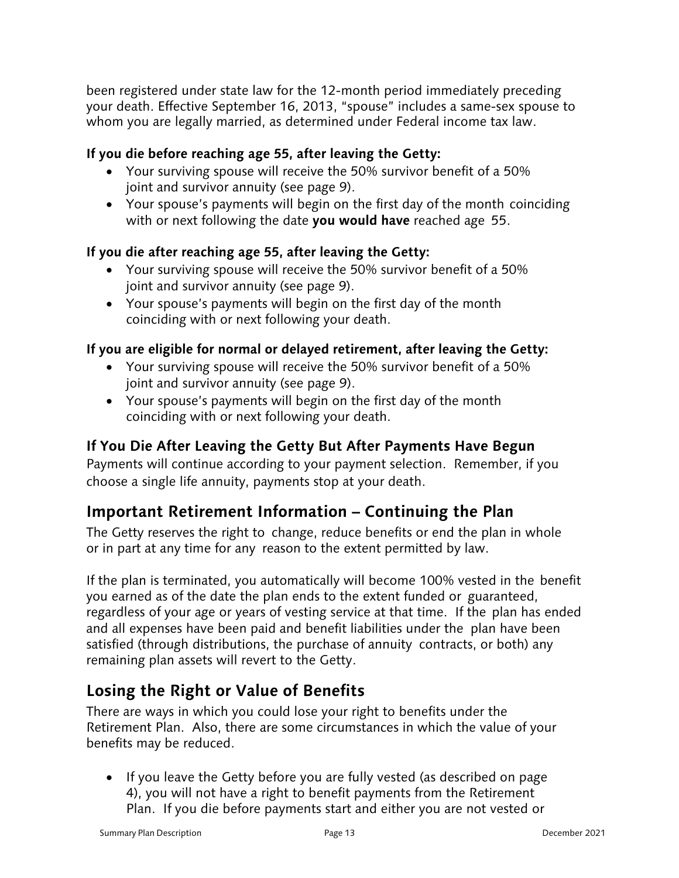been registered under state law for the 12-month period immediately preceding your death. Effective September 16, 2013, "spouse" includes a same-sex spouse to whom you are legally married, as determined under Federal income tax law.

#### If you die before reaching age 55, after leaving the Getty:

- Your surviving spouse will receive the 50% survivor benefit of a 50% joint and survivor annuity (see page 9).
- Your spouse's payments will begin on the first day of the month coinciding with or next following the date **you would have** reached age 55.

#### If you die after reaching age 55, after leaving the Getty:

- Your surviving spouse will receive the 50% survivor benefit of a 50% joint and survivor annuity (see page 9).
- Your spouse's payments will begin on the first day of the month coinciding with or next following your death.

#### If you are eligible for normal or delayed retirement, after leaving the Getty:

- Your surviving spouse will receive the 50% survivor benefit of a 50% joint and survivor annuity (see page 9).
- Your spouse's payments will begin on the first day of the month coinciding with or next following your death.

### If You Die After Leaving the Getty But After Payments Have Begun

Payments will continue according to your payment selection. Remember, if you choose a single life annuity, payments stop at your death.

## Important Retirement Information – Continuing the Plan

The Getty reserves the right to change, reduce benefits or end the plan in whole or in part at any time for any reason to the extent permitted by law.

If the plan is terminated, you automatically will become 100% vested in the benefit you earned as of the date the plan ends to the extent funded or guaranteed, regardless of your age or years of vesting service at that time. If the plan has ended and all expenses have been paid and benefit liabilities under the plan have been satisfied (through distributions, the purchase of annuity contracts, or both) any remaining plan assets will revert to the Getty.

## Losing the Right or Value of Benefits

There are ways in which you could lose your right to benefits under the Retirement Plan. Also, there are some circumstances in which the value of your benefits may be reduced.

- If you leave the Getty before you are fully vested (as described on page 4), you will not have a right to benefit payments from the Retirement Plan. If you die before payments start and either you are not vested or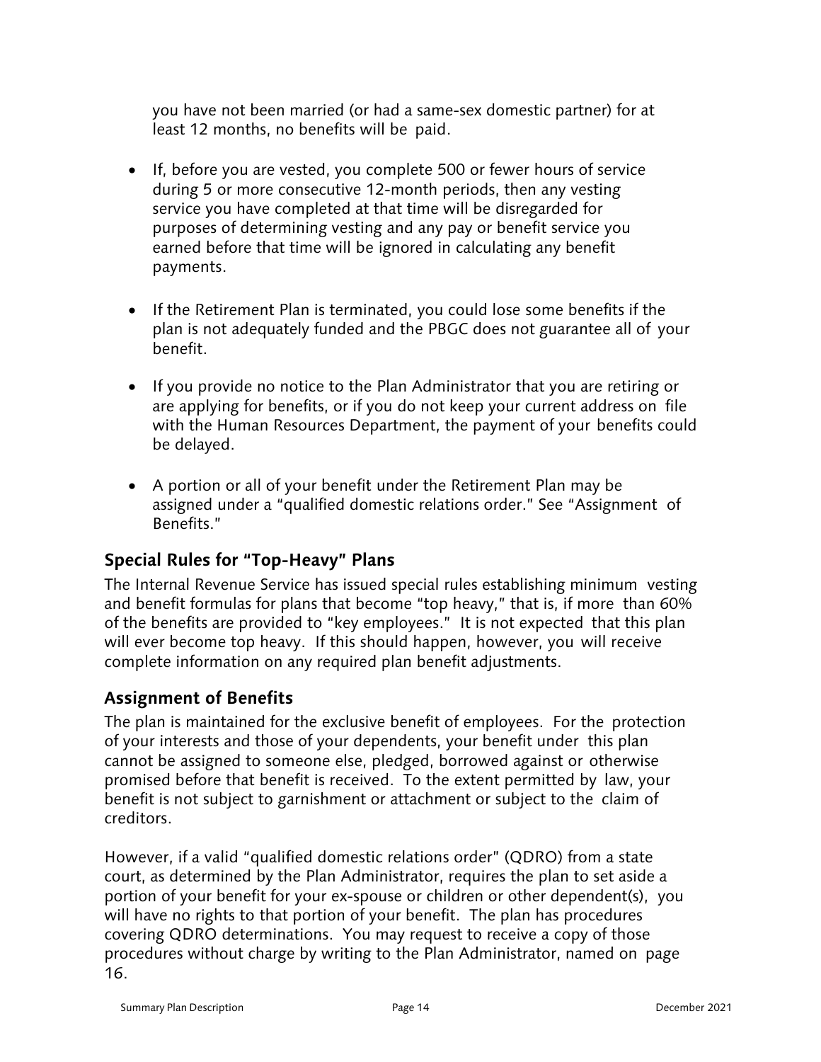you have not been married (or had a same-sex domestic partner) for at least 12 months, no benefits will be paid.

- If, before you are vested, you complete 500 or fewer hours of service during 5 or more consecutive 12-month periods, then any vesting service you have completed at that time will be disregarded for purposes of determining vesting and any pay or benefit service you earned before that time will be ignored in calculating any benefit payments.

- If the Retirement Plan is terminated, you could lose some benefits if the plan is not adequately funded and the PBGC does not guarantee all of your benefit.

- If you provide no notice to the Plan Administrator that you are retiring or are applying for benefits, or if you do not keep your current address on file with the Human Resources Department, the payment of your benefits could be delayed.

- A portion or all of your benefit under the Retirement Plan may be assigned under a "qualified domestic relations order." See "Assignment of Benefits."

## Special Rules for "Top-Heavy" Plans

The Internal Revenue Service has issued special rules establishing minimum vesting and benefit formulas for plans that become "top heavy," that is, if more than 60% of the benefits are provided to "key employees." It is not expected that this plan will ever become top heavy. If this should happen, however, you will receive complete information on any required plan benefit adjustments.

## Assignment of Benefits

The plan is maintained for the exclusive benefit of employees. For the protection of your interests and those of your dependents, your benefit under this plan cannot be assigned to someone else, pledged, borrowed against or otherwise promised before that benefit is received. To the extent permitted by law, your benefit is not subject to garnishment or attachment or subject to the claim of creditors.

However, if a valid "qualified domestic relations order" (QDRO) from a state court, as determined by the Plan Administrator, requires the plan to set aside a portion of your benefit for your ex-spouse or children or other dependent(s), you will have no rights to that portion of your benefit. The plan has procedures covering QDRO determinations. You may request to receive a copy of those procedures without charge by writing to the Plan Administrator, named on page 16.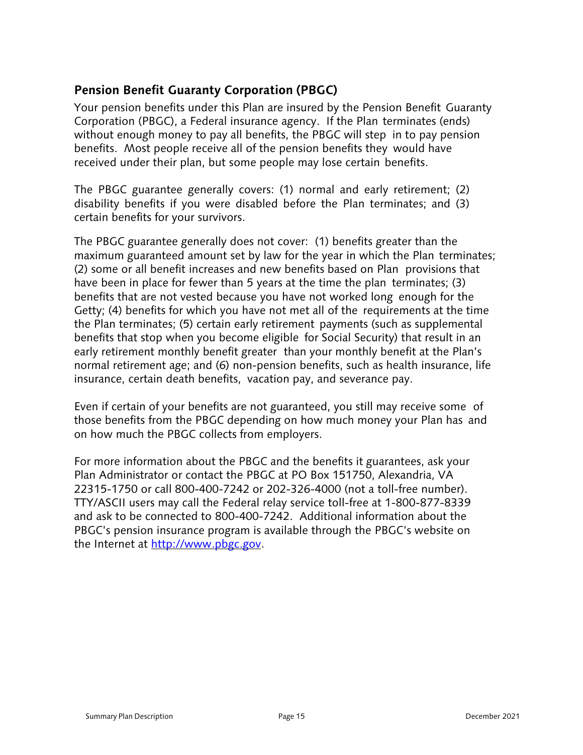## Pension Benefit Guaranty Corporation (PBGC)

Your pension benefits under this Plan are insured by the Pension Benefit Guaranty Corporation (PBGC), a Federal insurance agency. If the Plan terminates (ends) without enough money to pay all benefits, the PBGC will step in to pay pension benefits. Most people receive all of the pension benefits they would have received under their plan, but some people may lose certain benefits.

The PBGC guarantee generally covers: (1) normal and early retirement; (2) disability benefits if you were disabled before the Plan terminates; and (3) certain benefits for your survivors.

The PBGC guarantee generally does not cover: (1) benefits greater than the maximum guaranteed amount set by law for the year in which the Plan terminates; (2) some or all benefit increases and new benefits based on Plan provisions that have been in place for fewer than 5 years at the time the plan terminates; (3) benefits that are not vested because you have not worked long enough for the Getty; (4) benefits for which you have not met all of the requirements at the time the Plan terminates; (5) certain early retirement payments (such as supplemental benefits that stop when you become eligible for Social Security) that result in an early retirement monthly benefit greater than your monthly benefit at the Plan's normal retirement age; and (6) non-pension benefits, such as health insurance, life insurance, certain death benefits, vacation pay, and severance pay.

Even if certain of your benefits are not guaranteed, you still may receive some of those benefits from the PBGC depending on how much money your Plan has and on how much the PBGC collects from employers.

For more information about the PBGC and the benefits it guarantees, ask your Plan Administrator or contact the PBGC at PO Box 151750, Alexandria, VA 22315-1750 or call 800-400-7242 or 202-326-4000 (not a toll-free number). TTY/ASCII users may call the Federal relay service toll-free at 1-800-877-8339 and ask to be connected to 800-400-7242. Additional information about the PBGC's pension insurance program is available through the PBGC's website on the Internet at [http://www.pbgc.gov](http://www.pbgc.gov).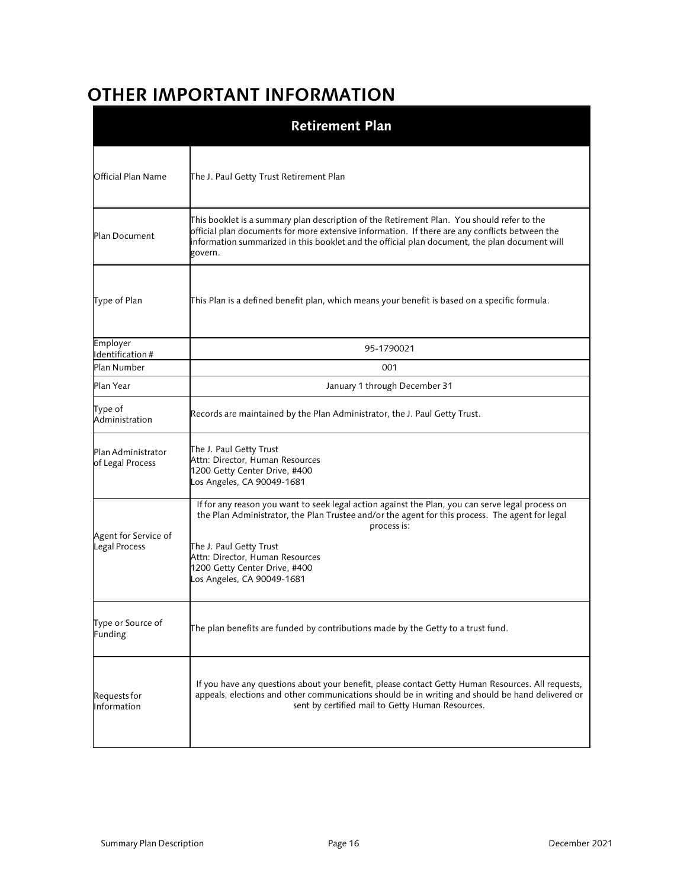# OTHER IMPORTANT INFORMATION

| Retirement Plan | |
|---|---|
| Official Plan Name | The J. Paul Getty Trust Retirement Plan |
| Plan Document | This booklet is a summary plan description of the Retirement Plan. You should refer to the official plan documents for more extensive information. If there are any conflicts between the information summarized in this booklet and the official plan document, the plan document will govern. |
| Type of Plan | This Plan is a defined benefit plan, which means your benefit is based on a specific formula. |
| Employer Identification # | 95-1790021 |
| Plan Number | 001 |
| Plan Year | January 1 through December 31 |
| Type of Administration | Records are maintained by the Plan Administrator, the J. Paul Getty Trust. |
| Plan Administrator of Legal Process | The J. Paul Getty Trust<br>Attn: Director, Human Resources<br>1200 Getty Center Drive, #400<br>Los Angeles, CA 90049-1681 |
| Agent for Service of Legal Process | If for any reason you want to seek legal action against the Plan, you can serve legal process on the Plan Administrator, the Plan Trustee and/or the agent for this process. The agent for legal process is:<br><br>The J. Paul Getty Trust<br>Attn: Director, Human Resources<br>1200 Getty Center Drive, #400<br>Los Angeles, CA 90049-1681 |
| Type or Source of Funding | The plan benefits are funded by contributions made by the Getty to a trust fund. |
| Requests for Information | If you have any questions about your benefit, please contact Getty Human Resources. All requests, appeals, elections and other communications should be in writing and should be hand delivered or sent by certified mail to Getty Human Resources. |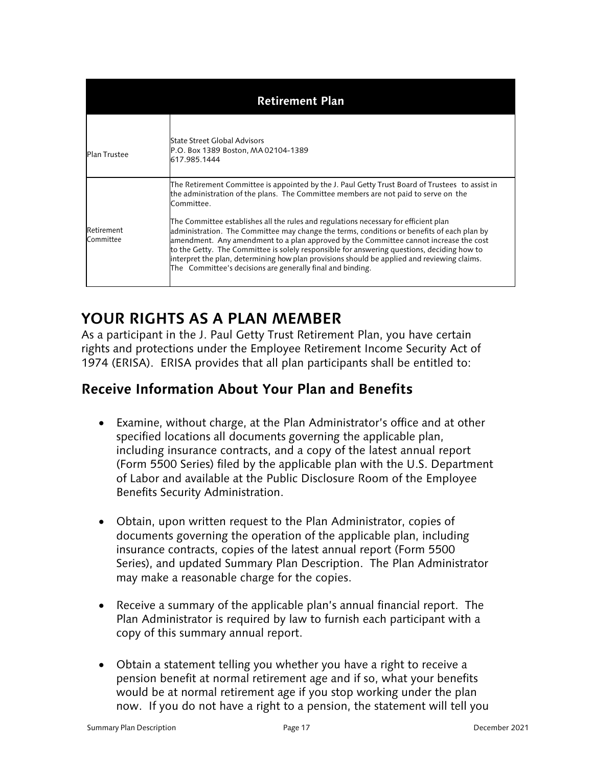| Retirement Plan | |
|---|---|
| Plan Trustee | State Street Global Advisors<br>P.O. Box 1389 Boston, MA 02104-1389<br>617.985.1444 |
| Retirement Committee | The Retirement Committee is appointed by the J. Paul Getty Trust Board of Trustees to assist in the administration of the plans. The Committee members are not paid to serve on the Committee.<br><br>The Committee establishes all the rules and regulations necessary for efficient plan administration. The Committee may change the terms, conditions or benefits of each plan by amendment. Any amendment to a plan approved by the Committee cannot increase the cost to the Getty. The Committee is solely responsible for answering questions, deciding how to interpret the plan, determining how plan provisions should be applied and reviewing claims. The Committee's decisions are generally final and binding. |

# YOUR RIGHTS AS A PLAN MEMBER

As a participant in the J. Paul Getty Trust Retirement Plan, you have certain rights and protections under the Employee Retirement Income Security Act of 1974 (ERISA). ERISA provides that all plan participants shall be entitled to:

## Receive Information About Your Plan and Benefits

- Examine, without charge, at the Plan Administrator's office and at other specified locations all documents governing the applicable plan, including insurance contracts, and a copy of the latest annual report (Form 5500 Series) filed by the applicable plan with the U.S. Department of Labor and available at the Public Disclosure Room of the Employee Benefits Security Administration.

- Obtain, upon written request to the Plan Administrator, copies of documents governing the operation of the applicable plan, including insurance contracts, copies of the latest annual report (Form 5500 Series), and updated Summary Plan Description. The Plan Administrator may make a reasonable charge for the copies.

- Receive a summary of the applicable plan's annual financial report. The Plan Administrator is required by law to furnish each participant with a copy of this summary annual report.

- Obtain a statement telling you whether you have a right to receive a pension benefit at normal retirement age and if so, what your benefits would be at normal retirement age if you stop working under the plan now. If you do not have a right to a pension, the statement will tell you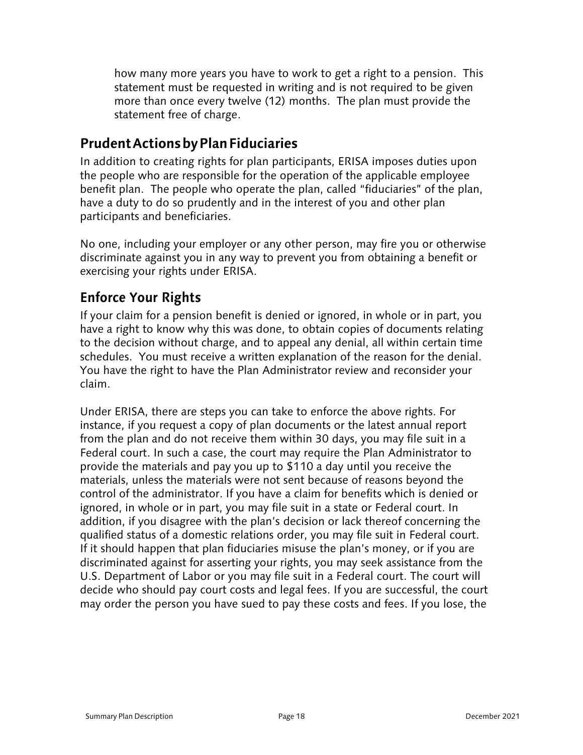how many more years you have to work to get a right to a pension. This statement must be requested in writing and is not required to be given more than once every twelve (12) months. The plan must provide the statement free of charge.

## Prudent Actions by Plan Fiduciaries

In addition to creating rights for plan participants, ERISA imposes duties upon the people who are responsible for the operation of the applicable employee benefit plan. The people who operate the plan, called "fiduciaries" of the plan, have a duty to do so prudently and in the interest of you and other plan participants and beneficiaries.

No one, including your employer or any other person, may fire you or otherwise discriminate against you in any way to prevent you from obtaining a benefit or exercising your rights under ERISA.

## Enforce Your Rights

If your claim for a pension benefit is denied or ignored, in whole or in part, you have a right to know why this was done, to obtain copies of documents relating to the decision without charge, and to appeal any denial, all within certain time schedules. You must receive a written explanation of the reason for the denial. You have the right to have the Plan Administrator review and reconsider your claim.

Under ERISA, there are steps you can take to enforce the above rights. For instance, if you request a copy of plan documents or the latest annual report from the plan and do not receive them within 30 days, you may file suit in a Federal court. In such a case, the court may require the Plan Administrator to provide the materials and pay you up to $110 a day until you receive the materials, unless the materials were not sent because of reasons beyond the control of the administrator. If you have a claim for benefits which is denied or ignored, in whole or in part, you may file suit in a state or Federal court. In addition, if you disagree with the plan's decision or lack thereof concerning the qualified status of a domestic relations order, you may file suit in Federal court. If it should happen that plan fiduciaries misuse the plan's money, or if you are discriminated against for asserting your rights, you may seek assistance from the U.S. Department of Labor or you may file suit in a Federal court. The court will decide who should pay court costs and legal fees. If you are successful, the court may order the person you have sued to pay these costs and fees. If you lose, the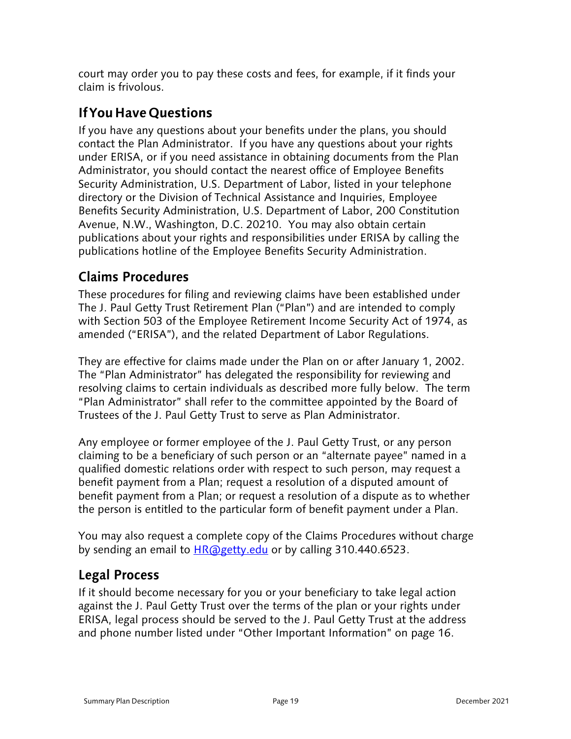court may order you to pay these costs and fees, for example, if it finds your claim is frivolous.

## If You Have Questions

If you have any questions about your benefits under the plans, you should contact the Plan Administrator. If you have any questions about your rights under ERISA, or if you need assistance in obtaining documents from the Plan Administrator, you should contact the nearest office of Employee Benefits Security Administration, U.S. Department of Labor, listed in your telephone directory or the Division of Technical Assistance and Inquiries, Employee Benefits Security Administration, U.S. Department of Labor, 200 Constitution Avenue, N.W., Washington, D.C. 20210. You may also obtain certain publications about your rights and responsibilities under ERISA by calling the publications hotline of the Employee Benefits Security Administration.

## Claims Procedures

These procedures for filing and reviewing claims have been established under The J. Paul Getty Trust Retirement Plan ("Plan") and are intended to comply with Section 503 of the Employee Retirement Income Security Act of 1974, as amended ("ERISA"), and the related Department of Labor Regulations.

They are effective for claims made under the Plan on or after January 1, 2002. The "Plan Administrator" has delegated the responsibility for reviewing and resolving claims to certain individuals as described more fully below. The term "Plan Administrator" shall refer to the committee appointed by the Board of Trustees of the J. Paul Getty Trust to serve as Plan Administrator.

Any employee or former employee of the J. Paul Getty Trust, or any person claiming to be a beneficiary of such person or an "alternate payee" named in a qualified domestic relations order with respect to such person, may request a benefit payment from a Plan; request a resolution of a disputed amount of benefit payment from a Plan; or request a resolution of a dispute as to whether the person is entitled to the particular form of benefit payment under a Plan.

You may also request a complete copy of the Claims Procedures without charge by sending an email to [HR@getty.edu](mailto:HR@getty.edu) or by calling 310.440.6523.

## Legal Process

If it should become necessary for you or your beneficiary to take legal action against the J. Paul Getty Trust over the terms of the plan or your rights under ERISA, legal process should be served to the J. Paul Getty Trust at the address and phone number listed under "Other Important Information" on page 16.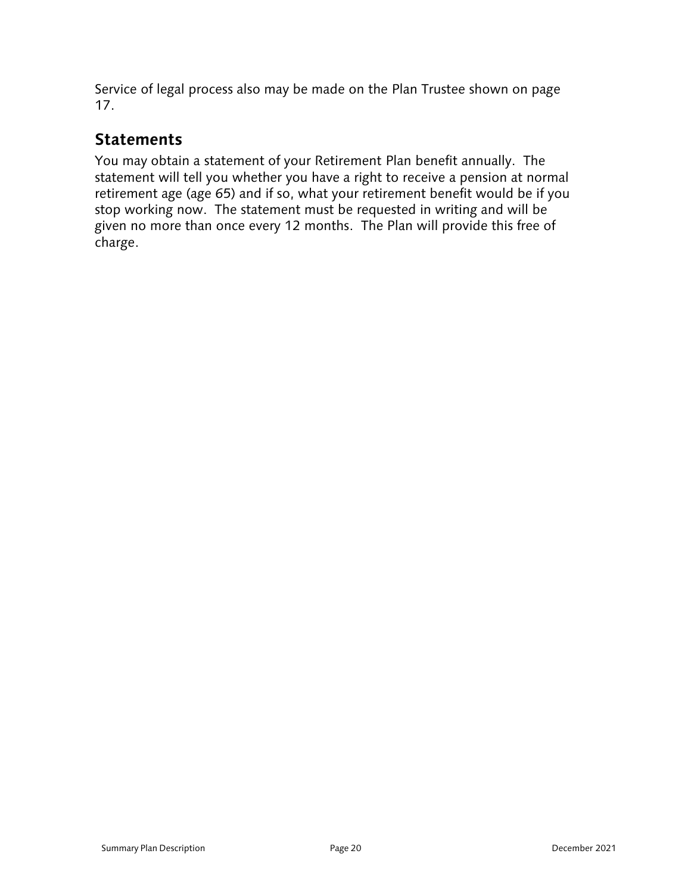Service of legal process also may be made on the Plan Trustee shown on page 17.

## Statements

You may obtain a statement of your Retirement Plan benefit annually. The statement will tell you whether you have a right to receive a pension at normal retirement age (age 65) and if so, what your retirement benefit would be if you stop working now. The statement must be requested in writing and will be given no more than once every 12 months. The Plan will provide this free of charge.